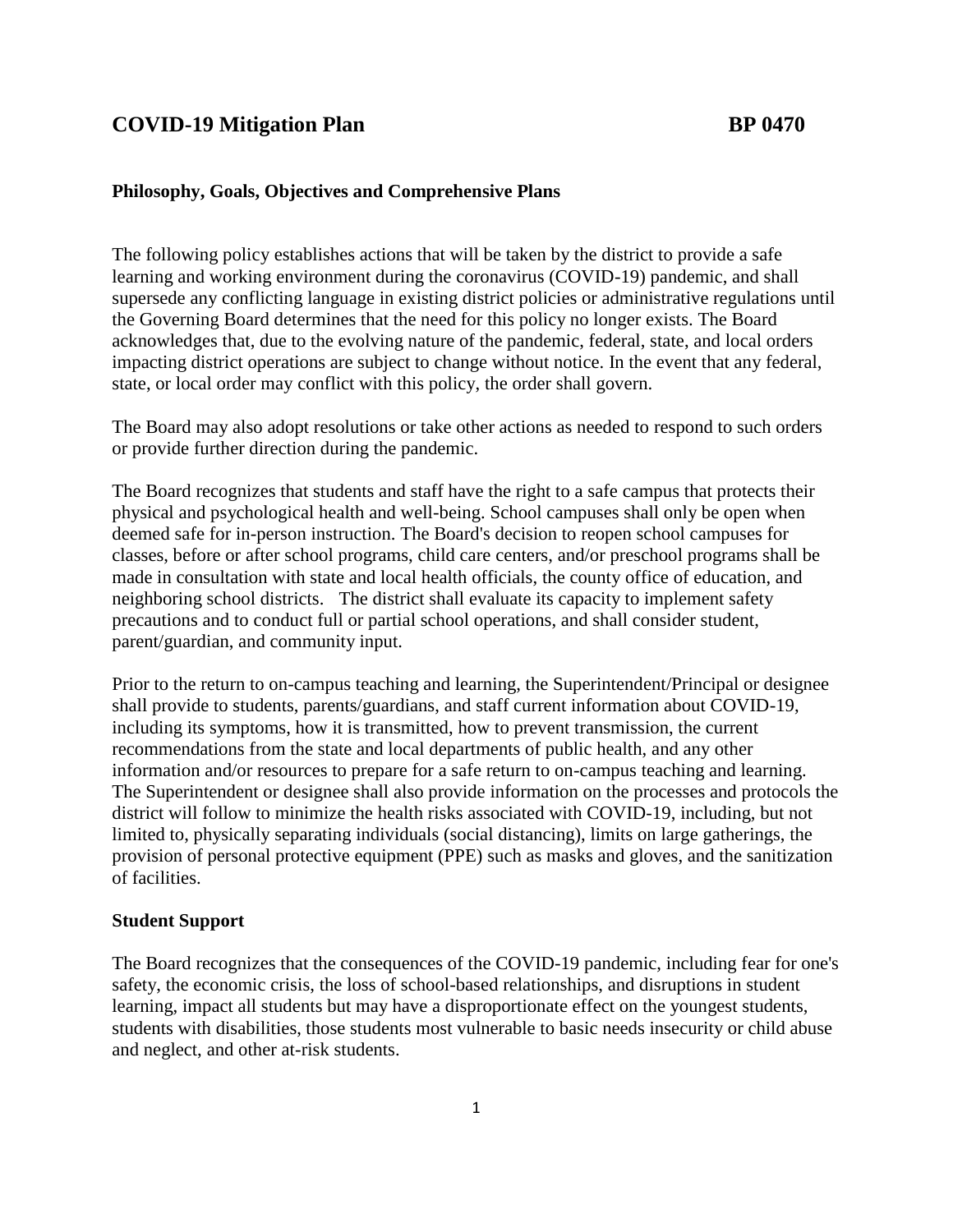# COVID-19 Mitigation Plan BP 0470

### Philosophy, Goals, Objectives and Comprehensive Plans

The following policy establishes actions that will be taken by the district to provide a safe learning and working environment during the coronavirus (COVID-19) pandemic, and shall supersede any conflicting language in existing district policies or administrative regulations until the Governing Board determines that the need for this policy no longer exists. The Board acknowledges that, due to the evolving nature of the pandemic, federal, state, and local orders impacting district operations are subject to change without notice. In the event that any federal, state, or local order may conflict with this policy, the order shall govern.

The Board may also adopt resolutions or take other actions as needed to respond to such orders or provide further direction during the pandemic.

The Board recognizes that students and staff have the right to a safe campus that protects their physical and psychological health and well-being. School campuses shall only be open when deemed safe for in-person instruction. The Board's decision to reopen school campuses for classes, before or after school programs, child care centers, and/or preschool programs shall be made in consultation with state and local health officials, the county office of education, and neighboring school districts. The district shall evaluate its capacity to implement safety precautions and to conduct full or partial school operations, and shall consider student, parent/guardian, and community input.

Prior to the return to on-campus teaching and learning, the Superintendent/Principal or designee shall provide to students, parents/guardians, and staff current information about COVID-19, including its symptoms, how it is transmitted, how to prevent transmission, the current recommendations from the state and local departments of public health, and any other information and/or resources to prepare for a safe return to on-campus teaching and learning. The Superintendent or designee shall also provide information on the processes and protocols the district will follow to minimize the health risks associated with COVID-19, including, but not limited to, physically separating individuals (social distancing), limits on large gatherings, the provision of personal protective equipment (PPE) such as masks and gloves, and the sanitization of facilities.

### Student Support

The Board recognizes that the consequences of the COVID-19 pandemic, including fear for one's safety, the economic crisis, the loss of school-based relationships, and disruptions in student learning, impact all students but may have a disproportionate effect on the youngest students, students with disabilities, those students most vulnerable to basic needs insecurity or child abuse and neglect, and other at-risk students.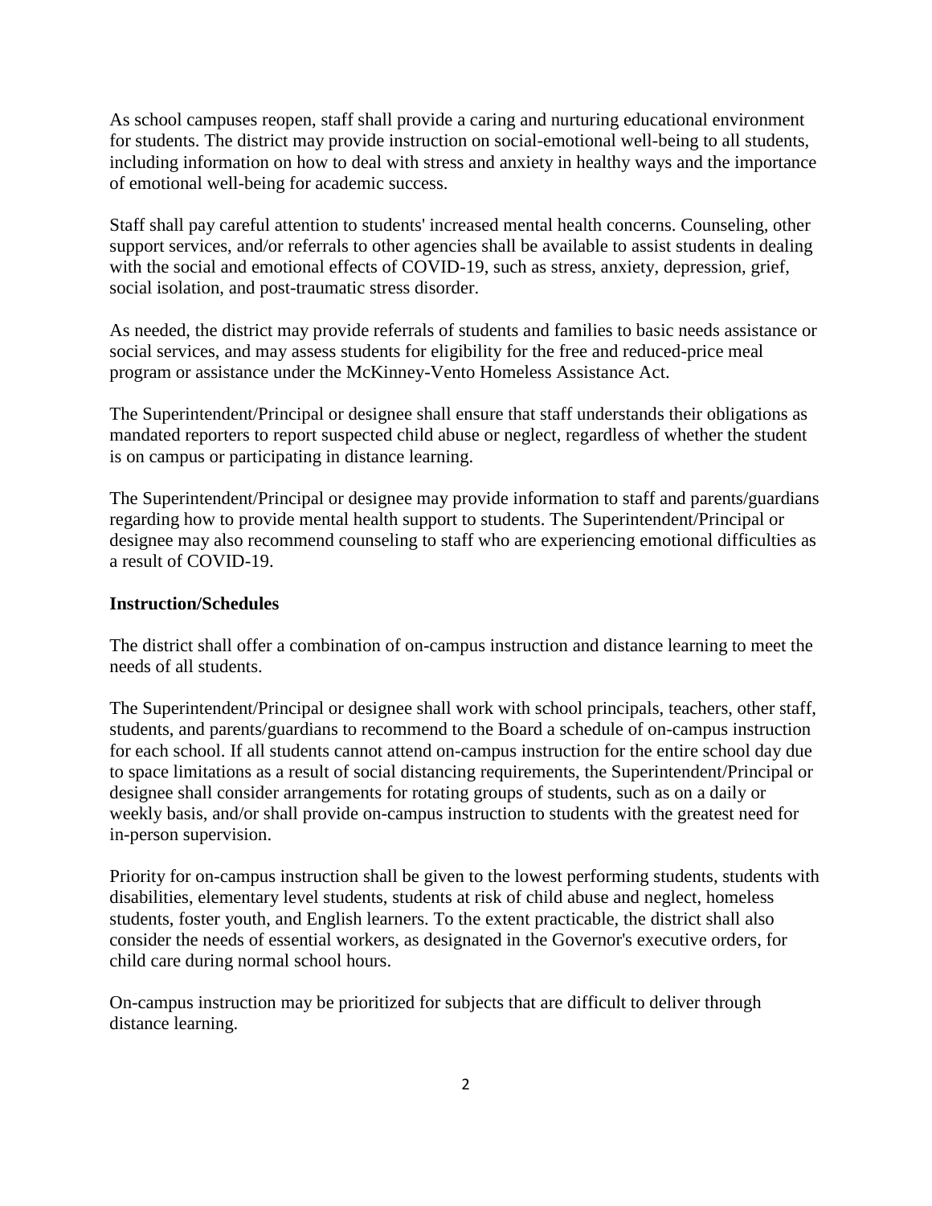As school campuses reopen, staff shall provide a caring and nurturing educational environment for students. The district may provide instruction on social-emotional well-being to all students, including information on how to deal with stress and anxiety in healthy ways and the importance of emotional well-being for academic success.

Staff shall pay careful attention to students' increased mental health concerns. Counseling, other support services, and/or referrals to other agencies shall be available to assist students in dealing with the social and emotional effects of COVID-19, such as stress, anxiety, depression, grief, social isolation, and post-traumatic stress disorder.

As needed, the district may provide referrals of students and families to basic needs assistance or social services, and may assess students for eligibility for the free and reduced-price meal program or assistance under the McKinney-Vento Homeless Assistance Act.

The Superintendent/Principal or designee shall ensure that staff understands their obligations as mandated reporters to report suspected child abuse or neglect, regardless of whether the student is on campus or participating in distance learning.

The Superintendent/Principal or designee may provide information to staff and parents/guardians regarding how to provide mental health support to students. The Superintendent/Principal or designee may also recommend counseling to staff who are experiencing emotional difficulties as a result of COVID-19.

**Instruction/Schedules**

The district shall offer a combination of on-campus instruction and distance learning to meet the needs of all students.

The Superintendent/Principal or designee shall work with school principals, teachers, other staff, students, and parents/guardians to recommend to the Board a schedule of on-campus instruction for each school. If all students cannot attend on-campus instruction for the entire school day due to space limitations as a result of social distancing requirements, the Superintendent/Principal or designee shall consider arrangements for rotating groups of students, such as on a daily or weekly basis, and/or shall provide on-campus instruction to students with the greatest need for in-person supervision.

Priority for on-campus instruction shall be given to the lowest performing students, students with disabilities, elementary level students, students at risk of child abuse and neglect, homeless students, foster youth, and English learners. To the extent practicable, the district shall also consider the needs of essential workers, as designated in the Governor's executive orders, for child care during normal school hours.

On-campus instruction may be prioritized for subjects that are difficult to deliver through distance learning.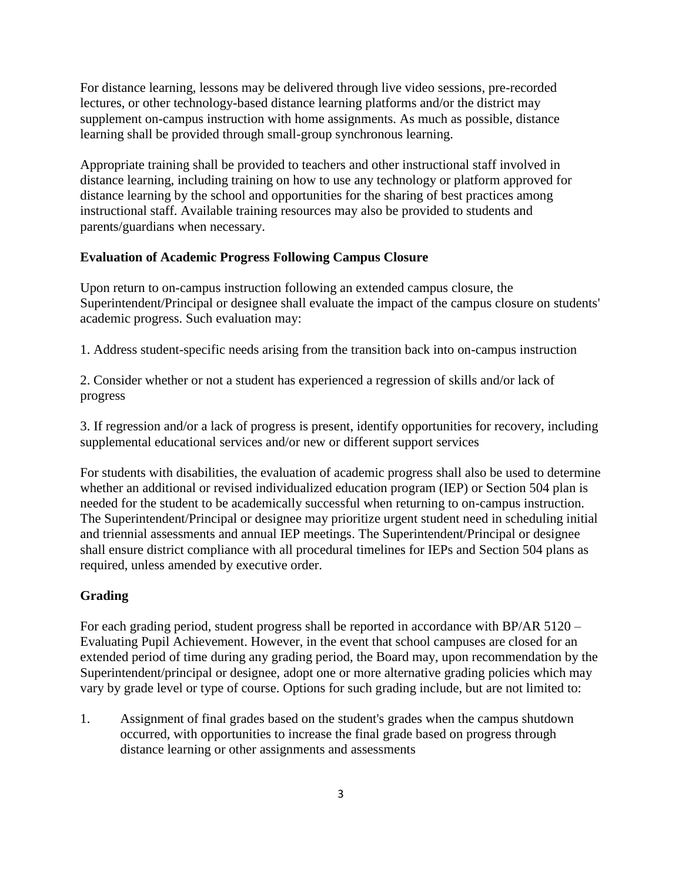For distance learning, lessons may be delivered through live video sessions, pre-recorded lectures, or other technology-based distance learning platforms and/or the district may supplement on-campus instruction with home assignments. As much as possible, distance learning shall be provided through small-group synchronous learning.

Appropriate training shall be provided to teachers and other instructional staff involved in distance learning, including training on how to use any technology or platform approved for distance learning by the school and opportunities for the sharing of best practices among instructional staff. Available training resources may also be provided to students and parents/guardians when necessary.

**Evaluation of Academic Progress Following Campus Closure**

Upon return to on-campus instruction following an extended campus closure, the Superintendent/Principal or designee shall evaluate the impact of the campus closure on students' academic progress. Such evaluation may:

1. Address student-specific needs arising from the transition back into on-campus instruction

2. Consider whether or not a student has experienced a regression of skills and/or lack of progress

3. If regression and/or a lack of progress is present, identify opportunities for recovery, including supplemental educational services and/or new or different support services

For students with disabilities, the evaluation of academic progress shall also be used to determine whether an additional or revised individualized education program (IEP) or Section 504 plan is needed for the student to be academically successful when returning to on-campus instruction. The Superintendent/Principal or designee may prioritize urgent student need in scheduling initial and triennial assessments and annual IEP meetings. The Superintendent/Principal or designee shall ensure district compliance with all procedural timelines for IEPs and Section 504 plans as required, unless amended by executive order.

**Grading**

For each grading period, student progress shall be reported in accordance with BP/AR 5120 – Evaluating Pupil Achievement. However, in the event that school campuses are closed for an extended period of time during any grading period, the Board may, upon recommendation by the Superintendent/principal or designee, adopt one or more alternative grading policies which may vary by grade level or type of course. Options for such grading include, but are not limited to:

1. Assignment of final grades based on the student's grades when the campus shutdown occurred, with opportunities to increase the final grade based on progress through distance learning or other assignments and assessments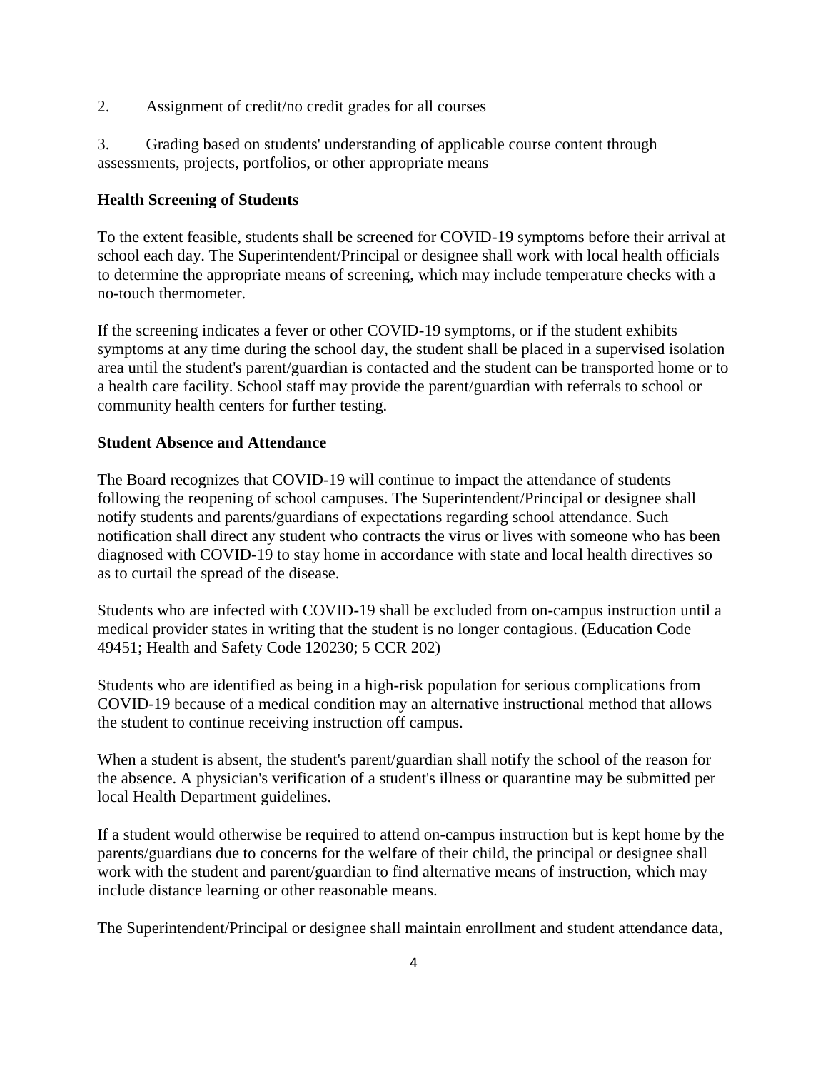2. Assignment of credit/no credit grades for all courses

3. Grading based on students' understanding of applicable course content through assessments, projects, portfolios, or other appropriate means

**Health Screening of Students**

To the extent feasible, students shall be screened for COVID-19 symptoms before their arrival at school each day. The Superintendent/Principal or designee shall work with local health officials to determine the appropriate means of screening, which may include temperature checks with a no-touch thermometer.

If the screening indicates a fever or other COVID-19 symptoms, or if the student exhibits symptoms at any time during the school day, the student shall be placed in a supervised isolation area until the student's parent/guardian is contacted and the student can be transported home or to a health care facility. School staff may provide the parent/guardian with referrals to school or community health centers for further testing.

**Student Absence and Attendance**

The Board recognizes that COVID-19 will continue to impact the attendance of students following the reopening of school campuses. The Superintendent/Principal or designee shall notify students and parents/guardians of expectations regarding school attendance. Such notification shall direct any student who contracts the virus or lives with someone who has been diagnosed with COVID-19 to stay home in accordance with state and local health directives so as to curtail the spread of the disease.

Students who are infected with COVID-19 shall be excluded from on-campus instruction until a medical provider states in writing that the student is no longer contagious. (Education Code 49451; Health and Safety Code 120230; 5 CCR 202)

Students who are identified as being in a high-risk population for serious complications from COVID-19 because of a medical condition may an alternative instructional method that allows the student to continue receiving instruction off campus.

When a student is absent, the student's parent/guardian shall notify the school of the reason for the absence. A physician's verification of a student's illness or quarantine may be submitted per local Health Department guidelines.

If a student would otherwise be required to attend on-campus instruction but is kept home by the parents/guardians due to concerns for the welfare of their child, the principal or designee shall work with the student and parent/guardian to find alternative means of instruction, which may include distance learning or other reasonable means.

The Superintendent/Principal or designee shall maintain enrollment and student attendance data,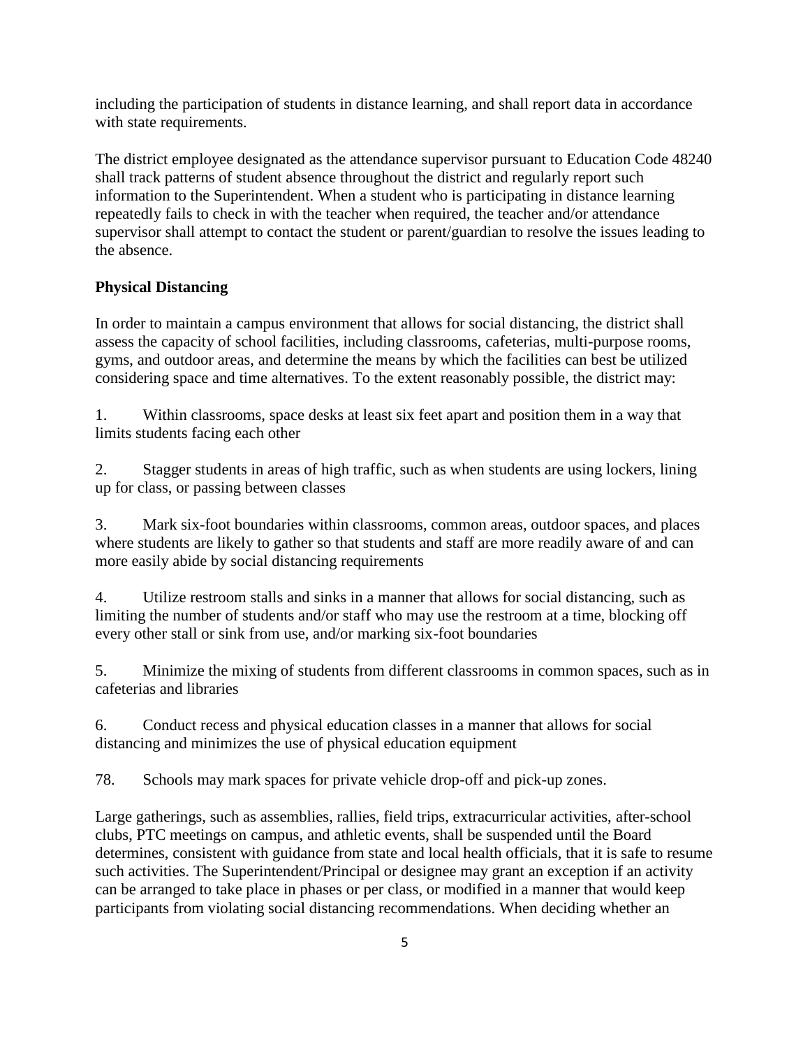including the participation of students in distance learning, and shall report data in accordance with state requirements.

The district employee designated as the attendance supervisor pursuant to Education Code 48240 shall track patterns of student absence throughout the district and regularly report such information to the Superintendent. When a student who is participating in distance learning repeatedly fails to check in with the teacher when required, the teacher and/or attendance supervisor shall attempt to contact the student or parent/guardian to resolve the issues leading to the absence.

**Physical Distancing**

In order to maintain a campus environment that allows for social distancing, the district shall assess the capacity of school facilities, including classrooms, cafeterias, multi-purpose rooms, gyms, and outdoor areas, and determine the means by which the facilities can best be utilized considering space and time alternatives. To the extent reasonably possible, the district may:

1. Within classrooms, space desks at least six feet apart and position them in a way that limits students facing each other

2. Stagger students in areas of high traffic, such as when students are using lockers, lining up for class, or passing between classes

3. Mark six-foot boundaries within classrooms, common areas, outdoor spaces, and places where students are likely to gather so that students and staff are more readily aware of and can more easily abide by social distancing requirements

4. Utilize restroom stalls and sinks in a manner that allows for social distancing, such as limiting the number of students and/or staff who may use the restroom at a time, blocking off every other stall or sink from use, and/or marking six-foot boundaries

5. Minimize the mixing of students from different classrooms in common spaces, such as in cafeterias and libraries

6. Conduct recess and physical education classes in a manner that allows for social distancing and minimizes the use of physical education equipment

78. Schools may mark spaces for private vehicle drop-off and pick-up zones.

Large gatherings, such as assemblies, rallies, field trips, extracurricular activities, after-school clubs, PTC meetings on campus, and athletic events, shall be suspended until the Board determines, consistent with guidance from state and local health officials, that it is safe to resume such activities. The Superintendent/Principal or designee may grant an exception if an activity can be arranged to take place in phases or per class, or modified in a manner that would keep participants from violating social distancing recommendations. When deciding whether an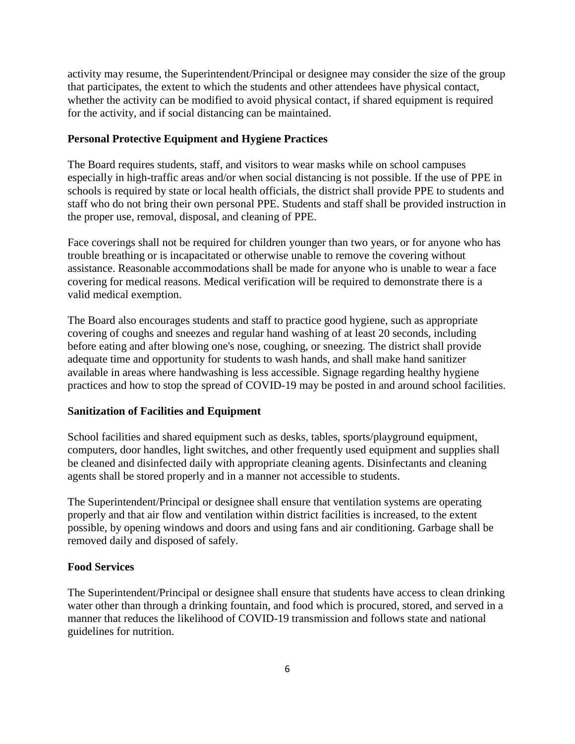activity may resume, the Superintendent/Principal or designee may consider the size of the group that participates, the extent to which the students and other attendees have physical contact, whether the activity can be modified to avoid physical contact, if shared equipment is required for the activity, and if social distancing can be maintained.

**Personal Protective Equipment and Hygiene Practices**

The Board requires students, staff, and visitors to wear masks while on school campuses especially in high-traffic areas and/or when social distancing is not possible. If the use of PPE in schools is required by state or local health officials, the district shall provide PPE to students and staff who do not bring their own personal PPE. Students and staff shall be provided instruction in the proper use, removal, disposal, and cleaning of PPE.

Face coverings shall not be required for children younger than two years, or for anyone who has trouble breathing or is incapacitated or otherwise unable to remove the covering without assistance. Reasonable accommodations shall be made for anyone who is unable to wear a face covering for medical reasons. Medical verification will be required to demonstrate there is a valid medical exemption.

The Board also encourages students and staff to practice good hygiene, such as appropriate covering of coughs and sneezes and regular hand washing of at least 20 seconds, including before eating and after blowing one's nose, coughing, or sneezing. The district shall provide adequate time and opportunity for students to wash hands, and shall make hand sanitizer available in areas where handwashing is less accessible. Signage regarding healthy hygiene practices and how to stop the spread of COVID-19 may be posted in and around school facilities.

**Sanitization of Facilities and Equipment**

School facilities and shared equipment such as desks, tables, sports/playground equipment, computers, door handles, light switches, and other frequently used equipment and supplies shall be cleaned and disinfected daily with appropriate cleaning agents. Disinfectants and cleaning agents shall be stored properly and in a manner not accessible to students.

The Superintendent/Principal or designee shall ensure that ventilation systems are operating properly and that air flow and ventilation within district facilities is increased, to the extent possible, by opening windows and doors and using fans and air conditioning. Garbage shall be removed daily and disposed of safely.

**Food Services**

The Superintendent/Principal or designee shall ensure that students have access to clean drinking water other than through a drinking fountain, and food which is procured, stored, and served in a manner that reduces the likelihood of COVID-19 transmission and follows state and national guidelines for nutrition.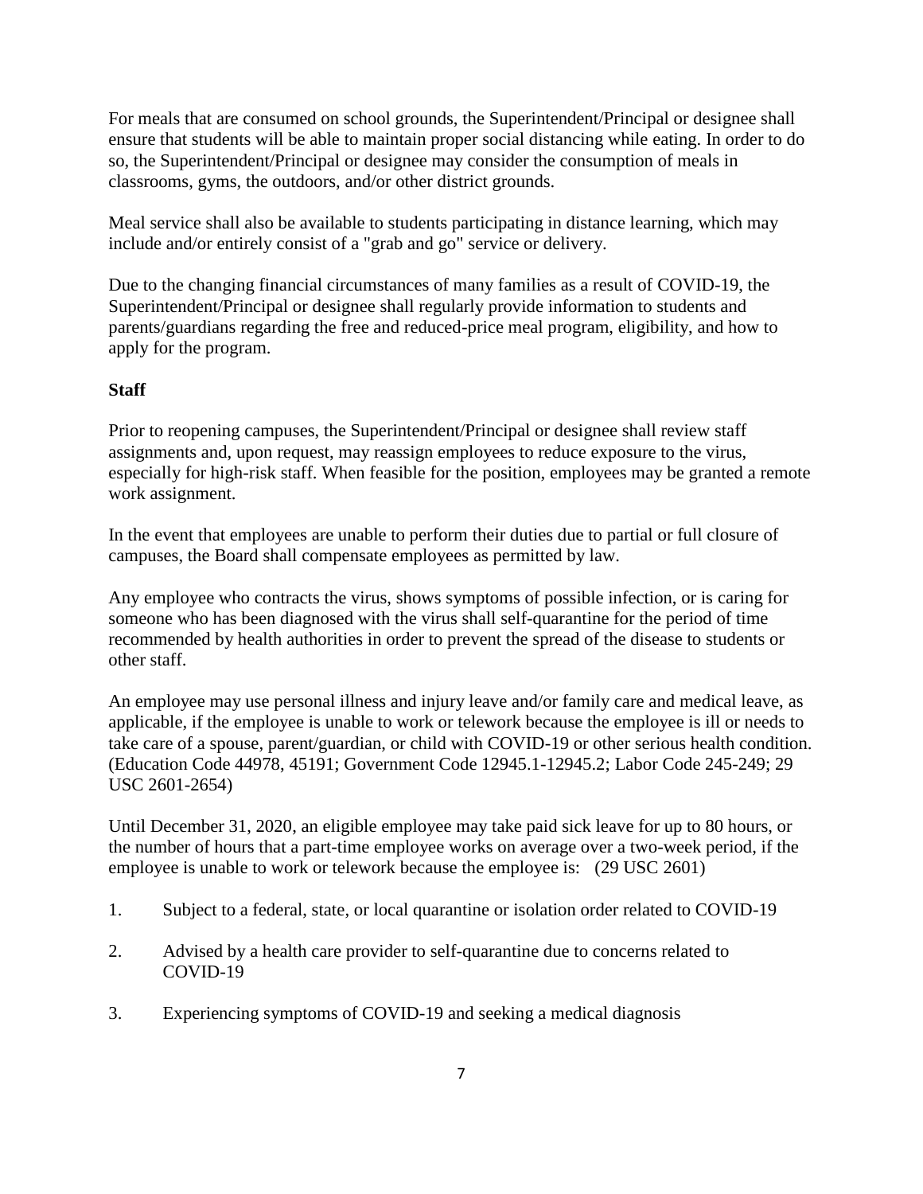For meals that are consumed on school grounds, the Superintendent/Principal or designee shall ensure that students will be able to maintain proper social distancing while eating. In order to do so, the Superintendent/Principal or designee may consider the consumption of meals in classrooms, gyms, the outdoors, and/or other district grounds.

Meal service shall also be available to students participating in distance learning, which may include and/or entirely consist of a "grab and go" service or delivery.

Due to the changing financial circumstances of many families as a result of COVID-19, the Superintendent/Principal or designee shall regularly provide information to students and parents/guardians regarding the free and reduced-price meal program, eligibility, and how to apply for the program.

**Staff**

Prior to reopening campuses, the Superintendent/Principal or designee shall review staff assignments and, upon request, may reassign employees to reduce exposure to the virus, especially for high-risk staff. When feasible for the position, employees may be granted a remote work assignment.

In the event that employees are unable to perform their duties due to partial or full closure of campuses, the Board shall compensate employees as permitted by law.

Any employee who contracts the virus, shows symptoms of possible infection, or is caring for someone who has been diagnosed with the virus shall self-quarantine for the period of time recommended by health authorities in order to prevent the spread of the disease to students or other staff.

An employee may use personal illness and injury leave and/or family care and medical leave, as applicable, if the employee is unable to work or telework because the employee is ill or needs to take care of a spouse, parent/guardian, or child with COVID-19 or other serious health condition. (Education Code 44978, 45191; Government Code 12945.1-12945.2; Labor Code 245-249; 29 USC 2601-2654)

Until December 31, 2020, an eligible employee may take paid sick leave for up to 80 hours, or the number of hours that a part-time employee works on average over a two-week period, if the employee is unable to work or telework because the employee is: (29 USC 2601)

1. Subject to a federal, state, or local quarantine or isolation order related to COVID-19
2. Advised by a health care provider to self-quarantine due to concerns related to COVID-19
3. Experiencing symptoms of COVID-19 and seeking a medical diagnosis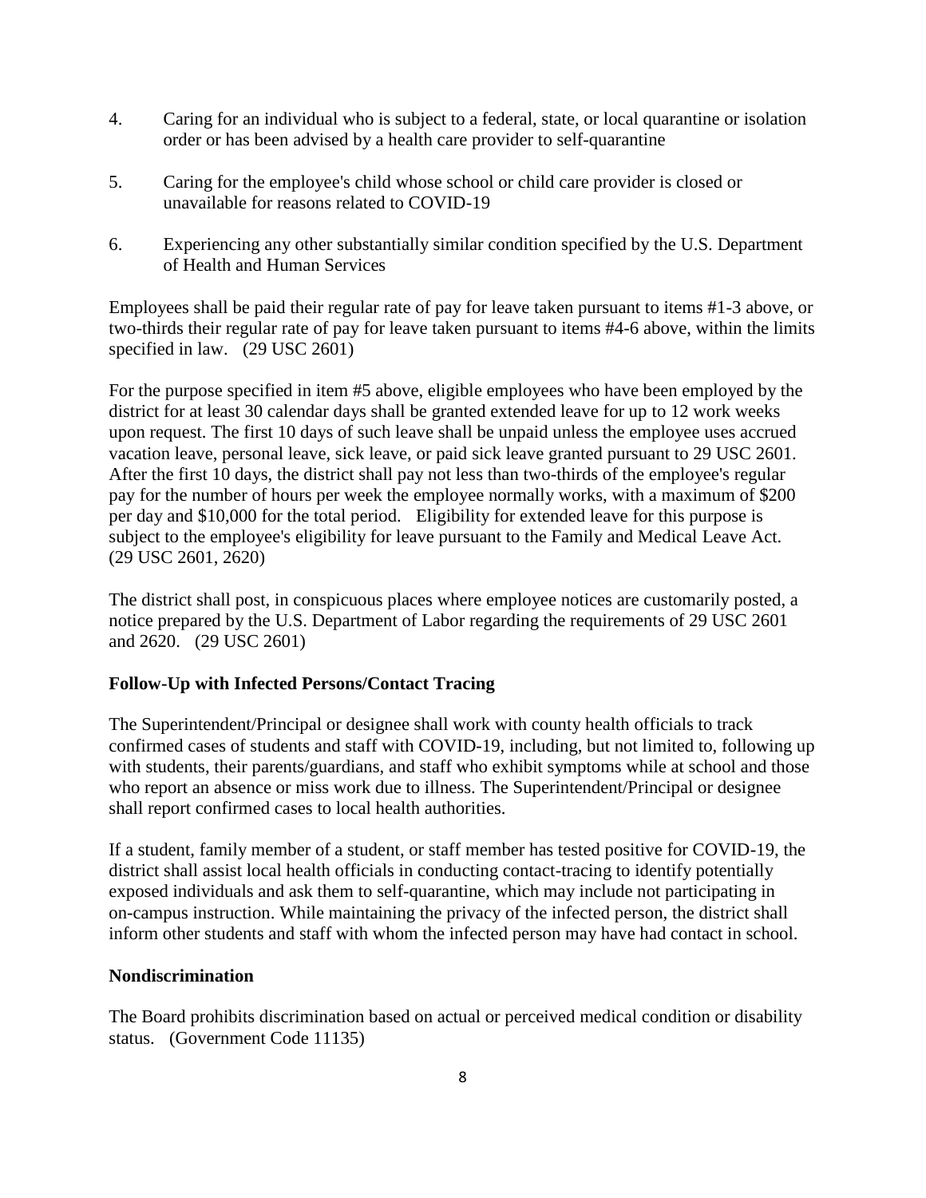4. Caring for an individual who is subject to a federal, state, or local quarantine or isolation order or has been advised by a health care provider to self-quarantine

5. Caring for the employee's child whose school or child care provider is closed or unavailable for reasons related to COVID-19

6. Experiencing any other substantially similar condition specified by the U.S. Department of Health and Human Services

Employees shall be paid their regular rate of pay for leave taken pursuant to items #1-3 above, or two-thirds their regular rate of pay for leave taken pursuant to items #4-6 above, within the limits specified in law. (29 USC 2601)

For the purpose specified in item #5 above, eligible employees who have been employed by the district for at least 30 calendar days shall be granted extended leave for up to 12 work weeks upon request. The first 10 days of such leave shall be unpaid unless the employee uses accrued vacation leave, personal leave, sick leave, or paid sick leave granted pursuant to 29 USC 2601. After the first 10 days, the district shall pay not less than two-thirds of the employee's regular pay for the number of hours per week the employee normally works, with a maximum of $200 per day and $10,000 for the total period. Eligibility for extended leave for this purpose is subject to the employee's eligibility for leave pursuant to the Family and Medical Leave Act. (29 USC 2601, 2620)

The district shall post, in conspicuous places where employee notices are customarily posted, a notice prepared by the U.S. Department of Labor regarding the requirements of 29 USC 2601 and 2620. (29 USC 2601)

**Follow-Up with Infected Persons/Contact Tracing**

The Superintendent/Principal or designee shall work with county health officials to track confirmed cases of students and staff with COVID-19, including, but not limited to, following up with students, their parents/guardians, and staff who exhibit symptoms while at school and those who report an absence or miss work due to illness. The Superintendent/Principal or designee shall report confirmed cases to local health authorities.

If a student, family member of a student, or staff member has tested positive for COVID-19, the district shall assist local health officials in conducting contact-tracing to identify potentially exposed individuals and ask them to self-quarantine, which may include not participating in on-campus instruction. While maintaining the privacy of the infected person, the district shall inform other students and staff with whom the infected person may have had contact in school.

**Nondiscrimination**

The Board prohibits discrimination based on actual or perceived medical condition or disability status. (Government Code 11135)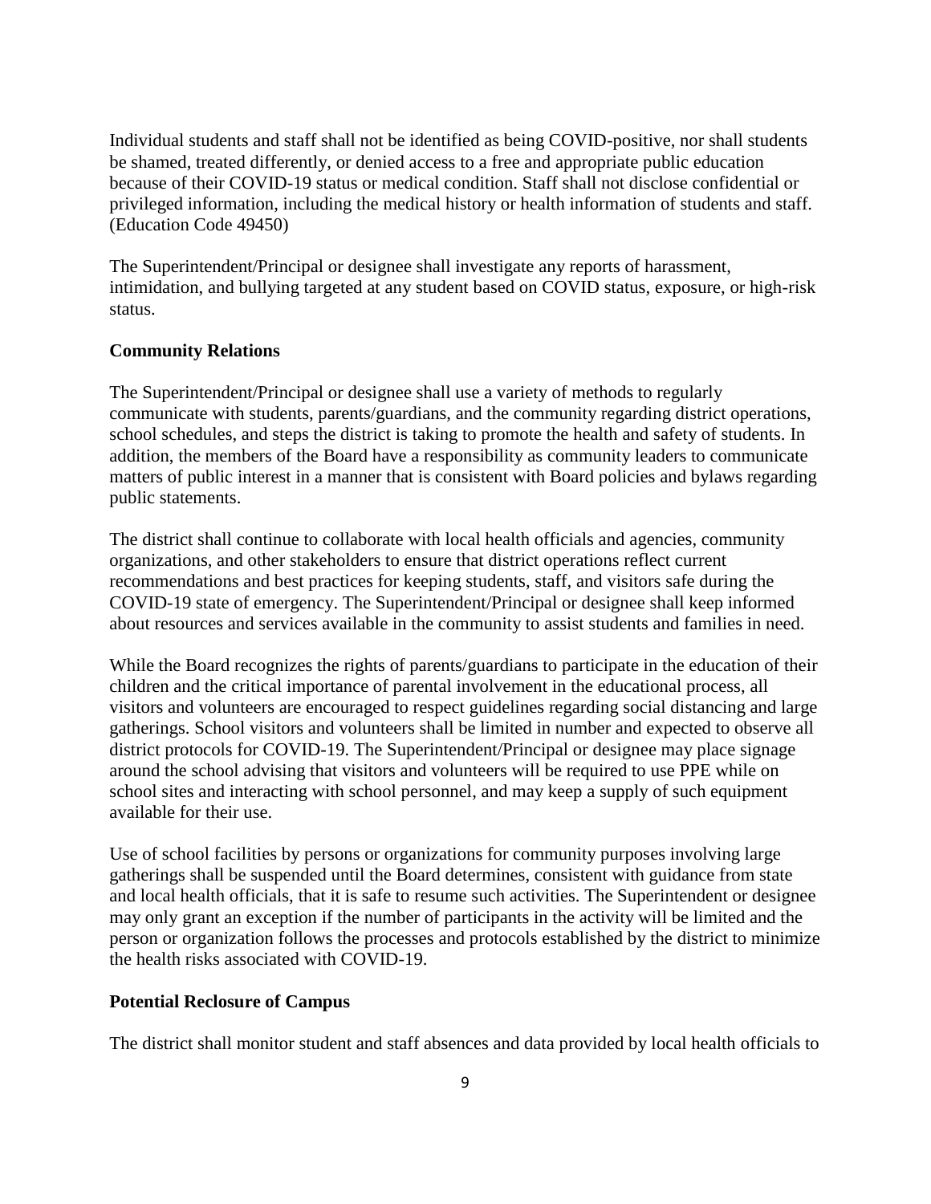Individual students and staff shall not be identified as being COVID-positive, nor shall students be shamed, treated differently, or denied access to a free and appropriate public education because of their COVID-19 status or medical condition. Staff shall not disclose confidential or privileged information, including the medical history or health information of students and staff. (Education Code 49450)

The Superintendent/Principal or designee shall investigate any reports of harassment, intimidation, and bullying targeted at any student based on COVID status, exposure, or high-risk status.

**Community Relations**

The Superintendent/Principal or designee shall use a variety of methods to regularly communicate with students, parents/guardians, and the community regarding district operations, school schedules, and steps the district is taking to promote the health and safety of students. In addition, the members of the Board have a responsibility as community leaders to communicate matters of public interest in a manner that is consistent with Board policies and bylaws regarding public statements.

The district shall continue to collaborate with local health officials and agencies, community organizations, and other stakeholders to ensure that district operations reflect current recommendations and best practices for keeping students, staff, and visitors safe during the COVID-19 state of emergency. The Superintendent/Principal or designee shall keep informed about resources and services available in the community to assist students and families in need.

While the Board recognizes the rights of parents/guardians to participate in the education of their children and the critical importance of parental involvement in the educational process, all visitors and volunteers are encouraged to respect guidelines regarding social distancing and large gatherings. School visitors and volunteers shall be limited in number and expected to observe all district protocols for COVID-19. The Superintendent/Principal or designee may place signage around the school advising that visitors and volunteers will be required to use PPE while on school sites and interacting with school personnel, and may keep a supply of such equipment available for their use.

Use of school facilities by persons or organizations for community purposes involving large gatherings shall be suspended until the Board determines, consistent with guidance from state and local health officials, that it is safe to resume such activities. The Superintendent or designee may only grant an exception if the number of participants in the activity will be limited and the person or organization follows the processes and protocols established by the district to minimize the health risks associated with COVID-19.

**Potential Reclosure of Campus**

The district shall monitor student and staff absences and data provided by local health officials to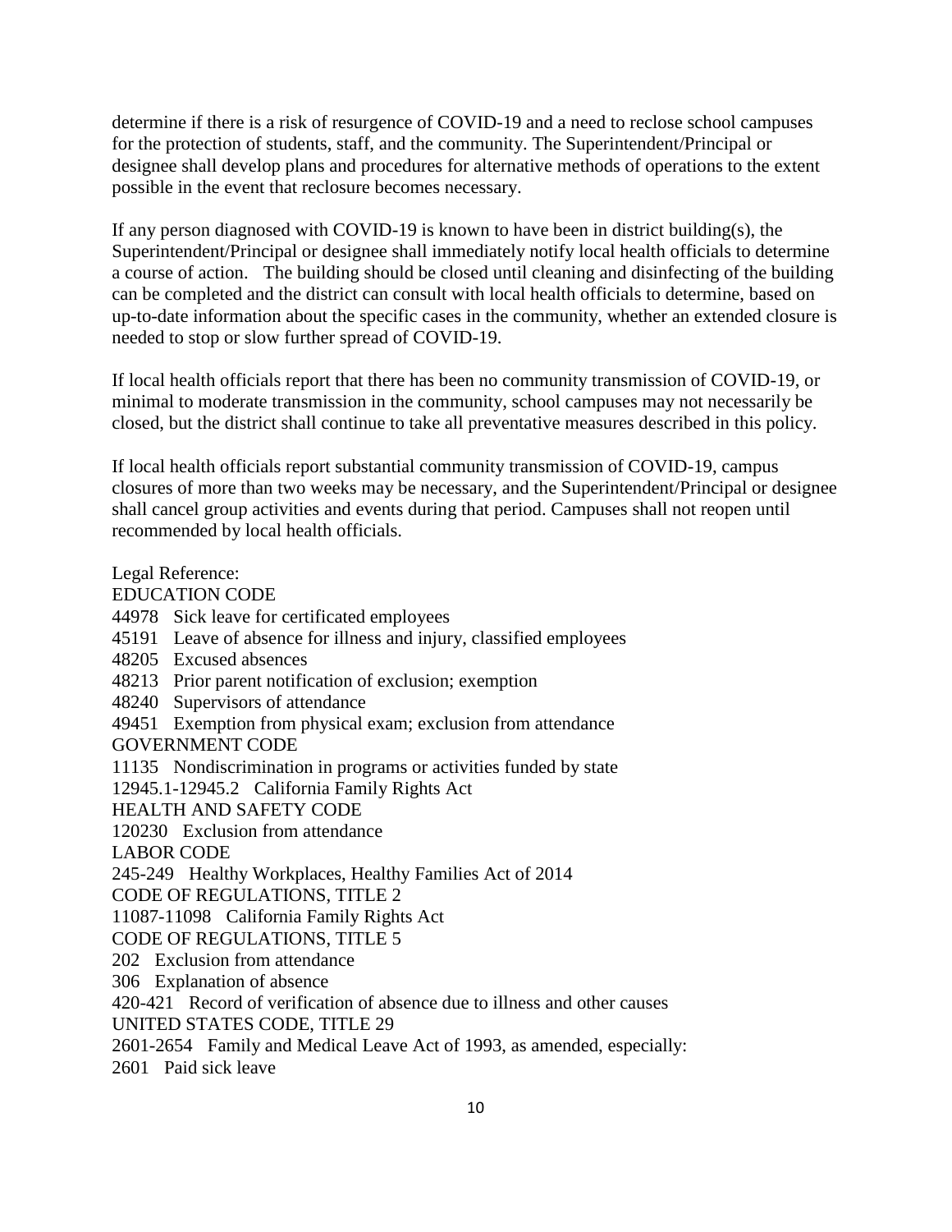determine if there is a risk of resurgence of COVID-19 and a need to reclose school campuses for the protection of students, staff, and the community. The Superintendent/Principal or designee shall develop plans and procedures for alternative methods of operations to the extent possible in the event that reclosure becomes necessary.

If any person diagnosed with COVID-19 is known to have been in district building(s), the Superintendent/Principal or designee shall immediately notify local health officials to determine a course of action. The building should be closed until cleaning and disinfecting of the building can be completed and the district can consult with local health officials to determine, based on up-to-date information about the specific cases in the community, whether an extended closure is needed to stop or slow further spread of COVID-19.

If local health officials report that there has been no community transmission of COVID-19, or minimal to moderate transmission in the community, school campuses may not necessarily be closed, but the district shall continue to take all preventative measures described in this policy.

If local health officials report substantial community transmission of COVID-19, campus closures of more than two weeks may be necessary, and the Superintendent/Principal or designee shall cancel group activities and events during that period. Campuses shall not reopen until recommended by local health officials.

Legal Reference:
EDUCATION CODE
44978 Sick leave for certificated employees
45191 Leave of absence for illness and injury, classified employees
48205 Excused absences
48213 Prior parent notification of exclusion; exemption
48240 Supervisors of attendance
49451 Exemption from physical exam; exclusion from attendance
GOVERNMENT CODE
11135 Nondiscrimination in programs or activities funded by state
12945.1-12945.2 California Family Rights Act
HEALTH AND SAFETY CODE
120230 Exclusion from attendance
LABOR CODE
245-249 Healthy Workplaces, Healthy Families Act of 2014
CODE OF REGULATIONS, TITLE 2
11087-11098 California Family Rights Act
CODE OF REGULATIONS, TITLE 5
202 Exclusion from attendance
306 Explanation of absence
420-421 Record of verification of absence due to illness and other causes
UNITED STATES CODE, TITLE 29
2601-2654 Family and Medical Leave Act of 1993, as amended, especially:
2601 Paid sick leave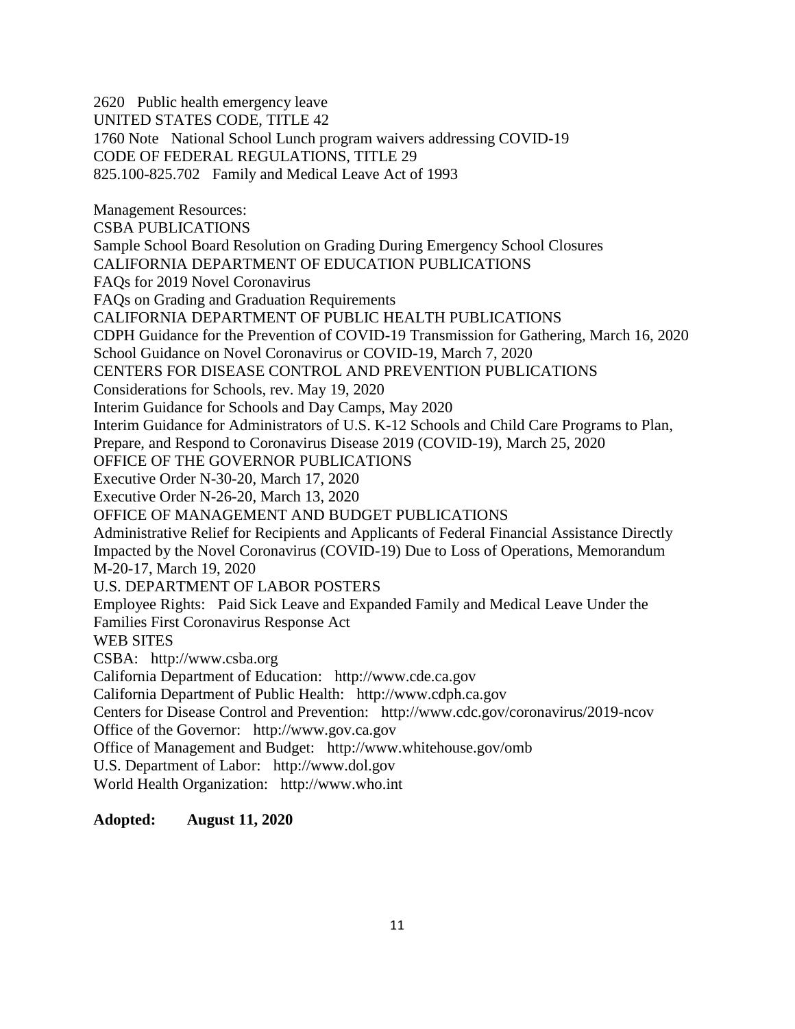2620 Public health emergency leave
UNITED STATES CODE, TITLE 42
1760 Note National School Lunch program waivers addressing COVID-19
CODE OF FEDERAL REGULATIONS, TITLE 29
825.100-825.702 Family and Medical Leave Act of 1993

Management Resources:
CSBA PUBLICATIONS
Sample School Board Resolution on Grading During Emergency School Closures
CALIFORNIA DEPARTMENT OF EDUCATION PUBLICATIONS
FAQs for 2019 Novel Coronavirus
FAQs on Grading and Graduation Requirements
CALIFORNIA DEPARTMENT OF PUBLIC HEALTH PUBLICATIONS
CDPH Guidance for the Prevention of COVID-19 Transmission for Gathering, March 16, 2020
School Guidance on Novel Coronavirus or COVID-19, March 7, 2020
CENTERS FOR DISEASE CONTROL AND PREVENTION PUBLICATIONS
Considerations for Schools, rev. May 19, 2020
Interim Guidance for Schools and Day Camps, May 2020
Interim Guidance for Administrators of U.S. K-12 Schools and Child Care Programs to Plan, Prepare, and Respond to Coronavirus Disease 2019 (COVID-19), March 25, 2020
OFFICE OF THE GOVERNOR PUBLICATIONS
Executive Order N-30-20, March 17, 2020
Executive Order N-26-20, March 13, 2020
OFFICE OF MANAGEMENT AND BUDGET PUBLICATIONS
Administrative Relief for Recipients and Applicants of Federal Financial Assistance Directly Impacted by the Novel Coronavirus (COVID-19) Due to Loss of Operations, Memorandum M-20-17, March 19, 2020
U.S. DEPARTMENT OF LABOR POSTERS
Employee Rights: Paid Sick Leave and Expanded Family and Medical Leave Under the Families First Coronavirus Response Act
WEB SITES
CSBA: http://www.csba.org
California Department of Education: http://www.cde.ca.gov
California Department of Public Health: http://www.cdph.ca.gov
Centers for Disease Control and Prevention: http://www.cdc.gov/coronavirus/2019-ncov
Office of the Governor: http://www.gov.ca.gov
Office of Management and Budget: http://www.whitehouse.gov/omb
U.S. Department of Labor: http://www.dol.gov
World Health Organization: http://www.who.int

**Adopted: August 11, 2020**